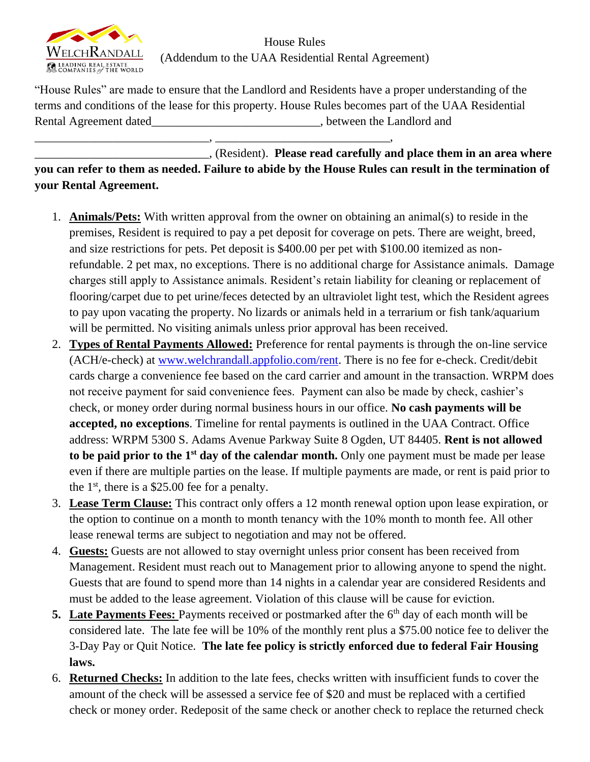House Rules
(Addendum to the UAA Residential Rental Agreement)

"House Rules" are made to ensure that the Landlord and Residents have a proper understanding of the terms and conditions of the lease for this property. House Rules becomes part of the UAA Residential Rental Agreement dated____________________________, between the Landlord and

______________________________, ______________________________,
______________________________, (Resident). **Please read carefully and place them in an area where you can refer to them as needed. Failure to abide by the House Rules can result in the termination of your Rental Agreement.**

1. **Animals/Pets:** With written approval from the owner on obtaining an animal(s) to reside in the premises, Resident is required to pay a pet deposit for coverage on pets. There are weight, breed, and size restrictions for pets. Pet deposit is $400.00 per pet with $100.00 itemized as non-refundable. 2 pet max, no exceptions. There is no additional charge for Assistance animals. Damage charges still apply to Assistance animals. Resident's retain liability for cleaning or replacement of flooring/carpet due to pet urine/feces detected by an ultraviolet light test, which the Resident agrees to pay upon vacating the property. No lizards or animals held in a terrarium or fish tank/aquarium will be permitted. No visiting animals unless prior approval has been received.
2. **Types of Rental Payments Allowed:** Preference for rental payments is through the on-line service (ACH/e-check) at www.welchrandall.appfolio.com/rent. There is no fee for e-check. Credit/debit cards charge a convenience fee based on the card carrier and amount in the transaction. WRPM does not receive payment for said convenience fees. Payment can also be made by check, cashier's check, or money order during normal business hours in our office. **No cash payments will be accepted, no exceptions**. Timeline for rental payments is outlined in the UAA Contract. Office address: WRPM 5300 S. Adams Avenue Parkway Suite 8 Ogden, UT 84405. **Rent is not allowed to be paid prior to the 1st day of the calendar month.** Only one payment must be made per lease even if there are multiple parties on the lease. If multiple payments are made, or rent is paid prior to the 1st, there is a $25.00 fee for a penalty.
3. **Lease Term Clause:** This contract only offers a 12 month renewal option upon lease expiration, or the option to continue on a month to month tenancy with the 10% month to month fee. All other lease renewal terms are subject to negotiation and may not be offered.
4. **Guests:** Guests are not allowed to stay overnight unless prior consent has been received from Management. Resident must reach out to Management prior to allowing anyone to spend the night. Guests that are found to spend more than 14 nights in a calendar year are considered Residents and must be added to the lease agreement. Violation of this clause will be cause for eviction.
5. **Late Payments Fees:** Payments received or postmarked after the 6th day of each month will be considered late. The late fee will be 10% of the monthly rent plus a $75.00 notice fee to deliver the 3-Day Pay or Quit Notice. **The late fee policy is strictly enforced due to federal Fair Housing laws.**
6. **Returned Checks:** In addition to the late fees, checks written with insufficient funds to cover the amount of the check will be assessed a service fee of $20 and must be replaced with a certified check or money order. Redeposit of the same check or another check to replace the returned check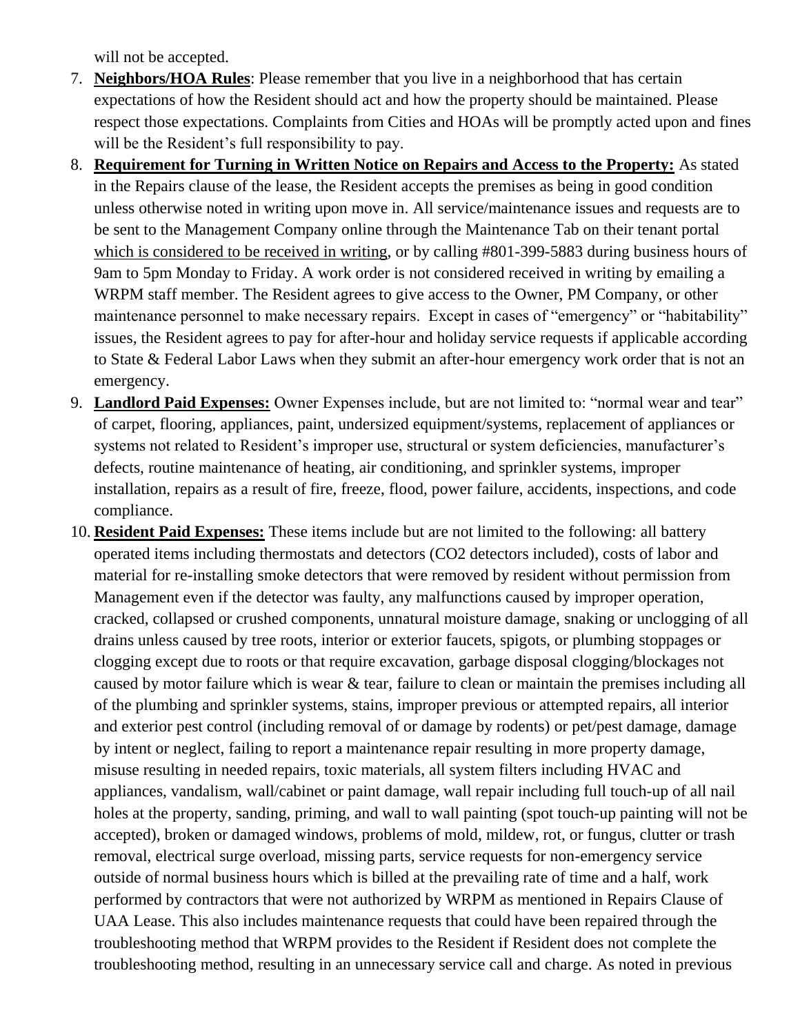will not be accepted.

7. **Neighbors/HOA Rules**: Please remember that you live in a neighborhood that has certain expectations of how the Resident should act and how the property should be maintained. Please respect those expectations. Complaints from Cities and HOAs will be promptly acted upon and fines will be the Resident's full responsibility to pay.
8. **Requirement for Turning in Written Notice on Repairs and Access to the Property:** As stated in the Repairs clause of the lease, the Resident accepts the premises as being in good condition unless otherwise noted in writing upon move in. All service/maintenance issues and requests are to be sent to the Management Company online through the Maintenance Tab on their tenant portal <u>which is considered to be received in writing</u>, or by calling #801-399-5883 during business hours of 9am to 5pm Monday to Friday. A work order is not considered received in writing by emailing a WRPM staff member. The Resident agrees to give access to the Owner, PM Company, or other maintenance personnel to make necessary repairs. Except in cases of "emergency" or "habitability" issues, the Resident agrees to pay for after-hour and holiday service requests if applicable according to State & Federal Labor Laws when they submit an after-hour emergency work order that is not an emergency.
9. **Landlord Paid Expenses:** Owner Expenses include, but are not limited to: "normal wear and tear" of carpet, flooring, appliances, paint, undersized equipment/systems, replacement of appliances or systems not related to Resident's improper use, structural or system deficiencies, manufacturer's defects, routine maintenance of heating, air conditioning, and sprinkler systems, improper installation, repairs as a result of fire, freeze, flood, power failure, accidents, inspections, and code compliance.
10. **Resident Paid Expenses:** These items include but are not limited to the following: all battery operated items including thermostats and detectors (CO2 detectors included), costs of labor and material for re-installing smoke detectors that were removed by resident without permission from Management even if the detector was faulty, any malfunctions caused by improper operation, cracked, collapsed or crushed components, unnatural moisture damage, snaking or unclogging of all drains unless caused by tree roots, interior or exterior faucets, spigots, or plumbing stoppages or clogging except due to roots or that require excavation, garbage disposal clogging/blockages not caused by motor failure which is wear & tear, failure to clean or maintain the premises including all of the plumbing and sprinkler systems, stains, improper previous or attempted repairs, all interior and exterior pest control (including removal of or damage by rodents) or pet/pest damage, damage by intent or neglect, failing to report a maintenance repair resulting in more property damage, misuse resulting in needed repairs, toxic materials, all system filters including HVAC and appliances, vandalism, wall/cabinet or paint damage, wall repair including full touch-up of all nail holes at the property, sanding, priming, and wall to wall painting (spot touch-up painting will not be accepted), broken or damaged windows, problems of mold, mildew, rot, or fungus, clutter or trash removal, electrical surge overload, missing parts, service requests for non-emergency service outside of normal business hours which is billed at the prevailing rate of time and a half, work performed by contractors that were not authorized by WRPM as mentioned in Repairs Clause of UAA Lease. This also includes maintenance requests that could have been repaired through the troubleshooting method that WRPM provides to the Resident if Resident does not complete the troubleshooting method, resulting in an unnecessary service call and charge. As noted in previous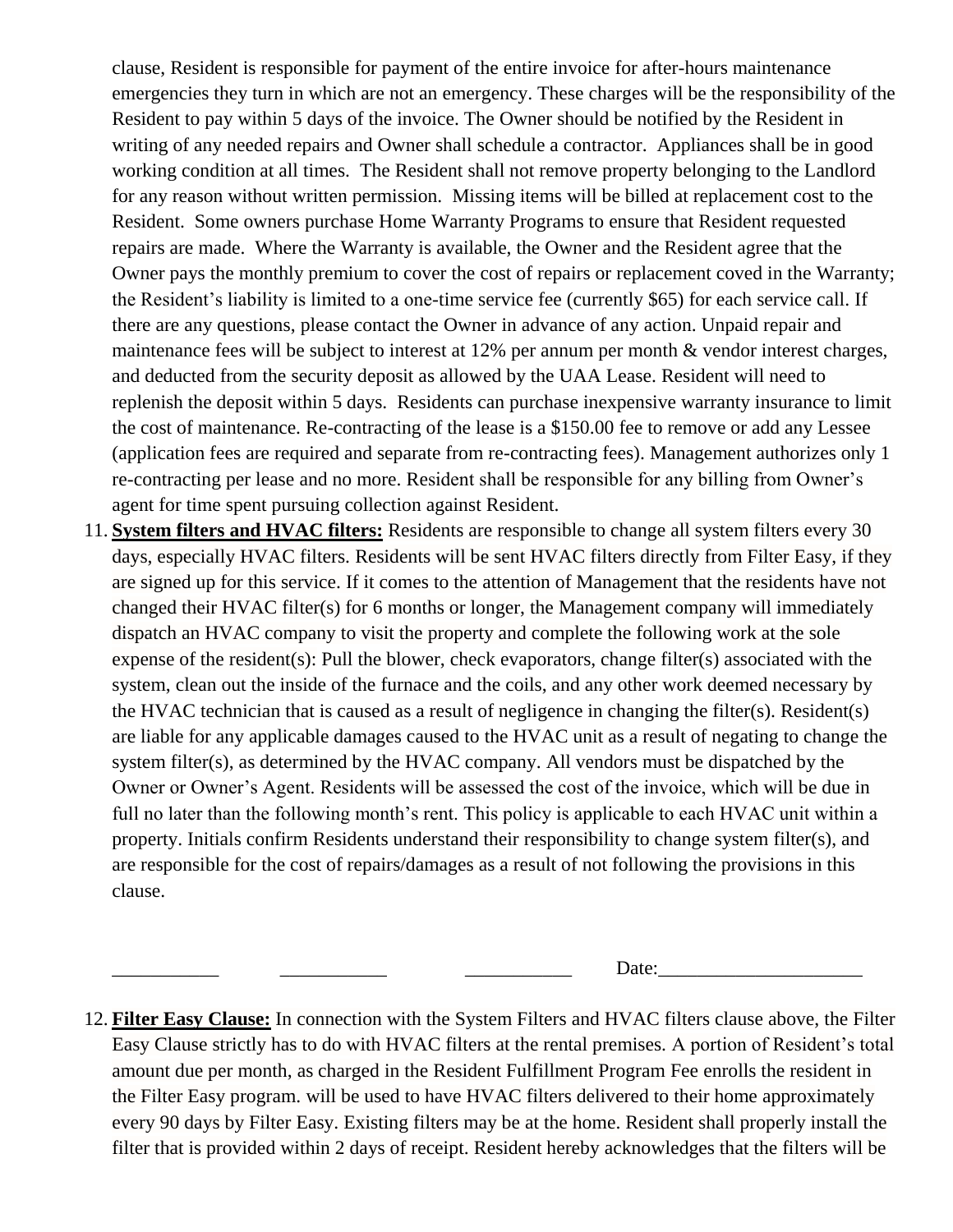clause, Resident is responsible for payment of the entire invoice for after-hours maintenance emergencies they turn in which are not an emergency. These charges will be the responsibility of the Resident to pay within 5 days of the invoice. The Owner should be notified by the Resident in writing of any needed repairs and Owner shall schedule a contractor. Appliances shall be in good working condition at all times. The Resident shall not remove property belonging to the Landlord for any reason without written permission. Missing items will be billed at replacement cost to the Resident. Some owners purchase Home Warranty Programs to ensure that Resident requested repairs are made. Where the Warranty is available, the Owner and the Resident agree that the Owner pays the monthly premium to cover the cost of repairs or replacement coved in the Warranty; the Resident's liability is limited to a one-time service fee (currently $65) for each service call. If there are any questions, please contact the Owner in advance of any action. Unpaid repair and maintenance fees will be subject to interest at 12% per annum per month & vendor interest charges, and deducted from the security deposit as allowed by the UAA Lease. Resident will need to replenish the deposit within 5 days. Residents can purchase inexpensive warranty insurance to limit the cost of maintenance. Re-contracting of the lease is a $150.00 fee to remove or add any Lessee (application fees are required and separate from re-contracting fees). Management authorizes only 1 re-contracting per lease and no more. Resident shall be responsible for any billing from Owner's agent for time spent pursuing collection against Resident.

11. **System filters and HVAC filters:** Residents are responsible to change all system filters every 30 days, especially HVAC filters. Residents will be sent HVAC filters directly from Filter Easy, if they are signed up for this service. If it comes to the attention of Management that the residents have not changed their HVAC filter(s) for 6 months or longer, the Management company will immediately dispatch an HVAC company to visit the property and complete the following work at the sole expense of the resident(s): Pull the blower, check evaporators, change filter(s) associated with the system, clean out the inside of the furnace and the coils, and any other work deemed necessary by the HVAC technician that is caused as a result of negligence in changing the filter(s). Resident(s) are liable for any applicable damages caused to the HVAC unit as a result of negating to change the system filter(s), as determined by the HVAC company. All vendors must be dispatched by the Owner or Owner's Agent. Residents will be assessed the cost of the invoice, which will be due in full no later than the following month's rent. This policy is applicable to each HVAC unit within a property. Initials confirm Residents understand their responsibility to change system filter(s), and are responsible for the cost of repairs/damages as a result of not following the provisions in this clause.

___________ ___________ ___________ Date:_____________________

12. **Filter Easy Clause:** In connection with the System Filters and HVAC filters clause above, the Filter Easy Clause strictly has to do with HVAC filters at the rental premises. A portion of Resident's total amount due per month, as charged in the Resident Fulfillment Program Fee enrolls the resident in the Filter Easy program. will be used to have HVAC filters delivered to their home approximately every 90 days by Filter Easy. Existing filters may be at the home. Resident shall properly install the filter that is provided within 2 days of receipt. Resident hereby acknowledges that the filters will be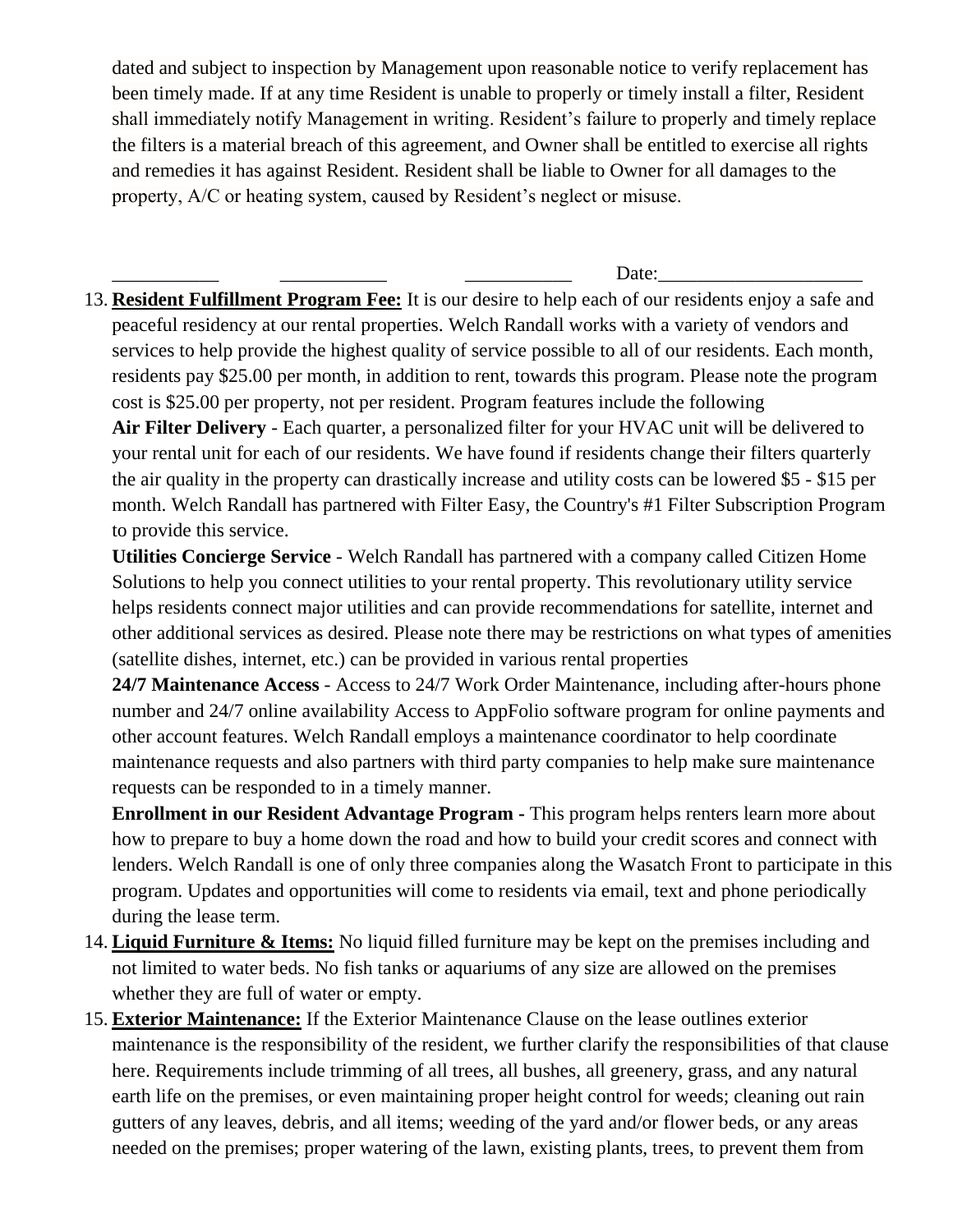dated and subject to inspection by Management upon reasonable notice to verify replacement has been timely made. If at any time Resident is unable to properly or timely install a filter, Resident shall immediately notify Management in writing. Resident's failure to properly and timely replace the filters is a material breach of this agreement, and Owner shall be entitled to exercise all rights and remedies it has against Resident. Resident shall be liable to Owner for all damages to the property, A/C or heating system, caused by Resident's neglect or misuse.

___________ ___________ ___________ Date:_____________________

13. **Resident Fulfillment Program Fee:** It is our desire to help each of our residents enjoy a safe and peaceful residency at our rental properties. Welch Randall works with a variety of vendors and services to help provide the highest quality of service possible to all of our residents. Each month, residents pay $25.00 per month, in addition to rent, towards this program. Please note the program cost is $25.00 per property, not per resident. Program features include the following

    **Air Filter Delivery** - Each quarter, a personalized filter for your HVAC unit will be delivered to your rental unit for each of our residents. We have found if residents change their filters quarterly the air quality in the property can drastically increase and utility costs can be lowered $5 - $15 per month. Welch Randall has partnered with Filter Easy, the Country's #1 Filter Subscription Program to provide this service.

    **Utilities Concierge Service** - Welch Randall has partnered with a company called Citizen Home Solutions to help you connect utilities to your rental property. This revolutionary utility service helps residents connect major utilities and can provide recommendations for satellite, internet and other additional services as desired. Please note there may be restrictions on what types of amenities (satellite dishes, internet, etc.) can be provided in various rental properties

    **24/7 Maintenance Access** - Access to 24/7 Work Order Maintenance, including after-hours phone number and 24/7 online availability Access to AppFolio software program for online payments and other account features. Welch Randall employs a maintenance coordinator to help coordinate maintenance requests and also partners with third party companies to help make sure maintenance requests can be responded to in a timely manner.

    **Enrollment in our Resident Advantage Program -** This program helps renters learn more about how to prepare to buy a home down the road and how to build your credit scores and connect with lenders. Welch Randall is one of only three companies along the Wasatch Front to participate in this program. Updates and opportunities will come to residents via email, text and phone periodically during the lease term.

14. **Liquid Furniture & Items:** No liquid filled furniture may be kept on the premises including and not limited to water beds. No fish tanks or aquariums of any size are allowed on the premises whether they are full of water or empty.

15. **Exterior Maintenance:** If the Exterior Maintenance Clause on the lease outlines exterior maintenance is the responsibility of the resident, we further clarify the responsibilities of that clause here. Requirements include trimming of all trees, all bushes, all greenery, grass, and any natural earth life on the premises, or even maintaining proper height control for weeds; cleaning out rain gutters of any leaves, debris, and all items; weeding of the yard and/or flower beds, or any areas needed on the premises; proper watering of the lawn, existing plants, trees, to prevent them from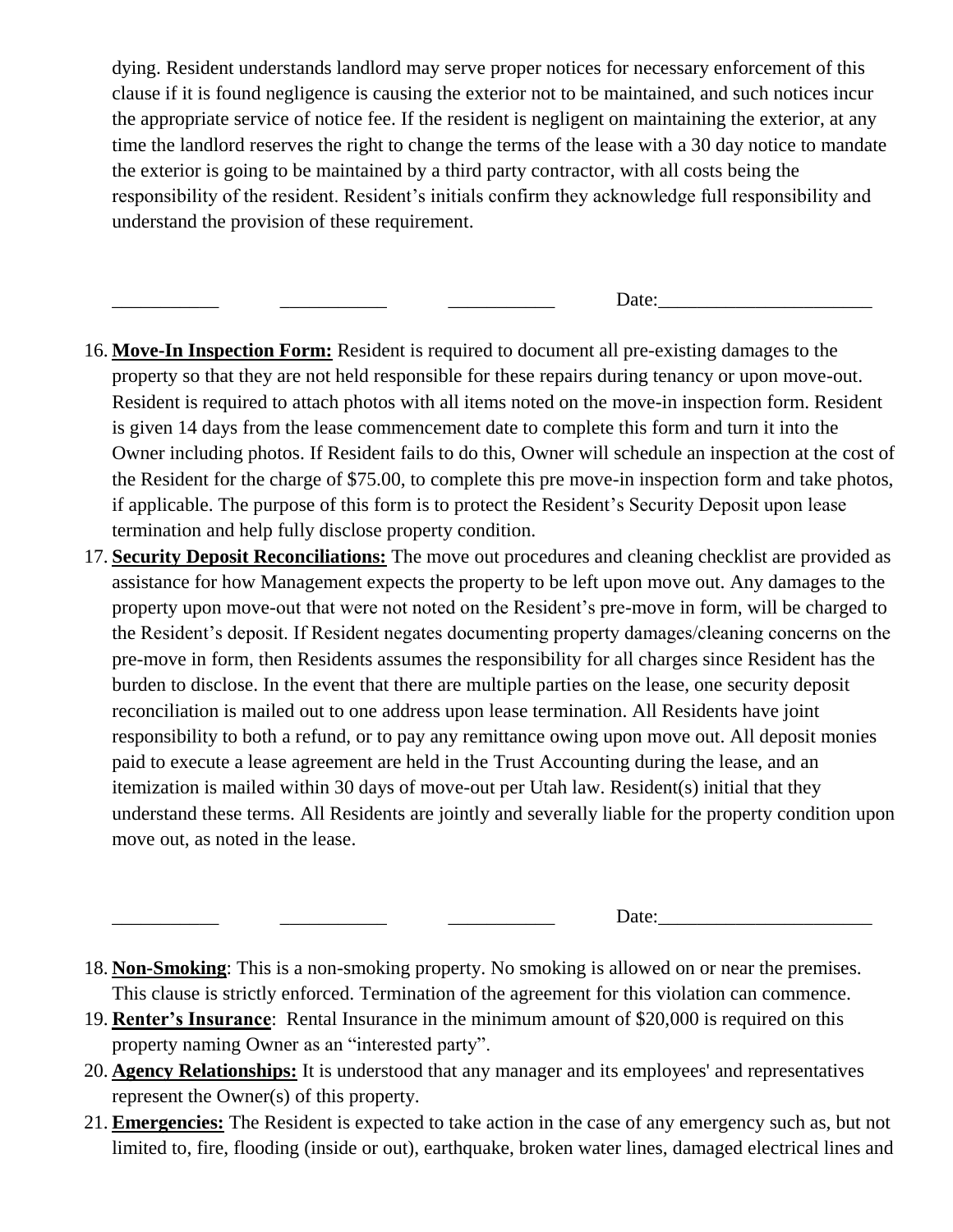dying. Resident understands landlord may serve proper notices for necessary enforcement of this clause if it is found negligence is causing the exterior not to be maintained, and such notices incur the appropriate service of notice fee. If the resident is negligent on maintaining the exterior, at any time the landlord reserves the right to change the terms of the lease with a 30 day notice to mandate the exterior is going to be maintained by a third party contractor, with all costs being the responsibility of the resident. Resident's initials confirm they acknowledge full responsibility and understand the provision of these requirement.

___________ ___________ ___________ Date:______________________

16. **Move-In Inspection Form:** Resident is required to document all pre-existing damages to the property so that they are not held responsible for these repairs during tenancy or upon move-out. Resident is required to attach photos with all items noted on the move-in inspection form. Resident is given 14 days from the lease commencement date to complete this form and turn it into the Owner including photos. If Resident fails to do this, Owner will schedule an inspection at the cost of the Resident for the charge of $75.00, to complete this pre move-in inspection form and take photos, if applicable. The purpose of this form is to protect the Resident's Security Deposit upon lease termination and help fully disclose property condition.
17. **Security Deposit Reconciliations:** The move out procedures and cleaning checklist are provided as assistance for how Management expects the property to be left upon move out. Any damages to the property upon move-out that were not noted on the Resident's pre-move in form, will be charged to the Resident's deposit. If Resident negates documenting property damages/cleaning concerns on the pre-move in form, then Residents assumes the responsibility for all charges since Resident has the burden to disclose. In the event that there are multiple parties on the lease, one security deposit reconciliation is mailed out to one address upon lease termination. All Residents have joint responsibility to both a refund, or to pay any remittance owing upon move out. All deposit monies paid to execute a lease agreement are held in the Trust Accounting during the lease, and an itemization is mailed within 30 days of move-out per Utah law. Resident(s) initial that they understand these terms. All Residents are jointly and severally liable for the property condition upon move out, as noted in the lease.

___________ ___________ ___________ Date:______________________

18. **Non-Smoking**: This is a non-smoking property. No smoking is allowed on or near the premises. This clause is strictly enforced. Termination of the agreement for this violation can commence.
19. **Renter's Insurance**: Rental Insurance in the minimum amount of $20,000 is required on this property naming Owner as an "interested party".
20. **Agency Relationships:** It is understood that any manager and its employees' and representatives represent the Owner(s) of this property.
21. **Emergencies:** The Resident is expected to take action in the case of any emergency such as, but not limited to, fire, flooding (inside or out), earthquake, broken water lines, damaged electrical lines and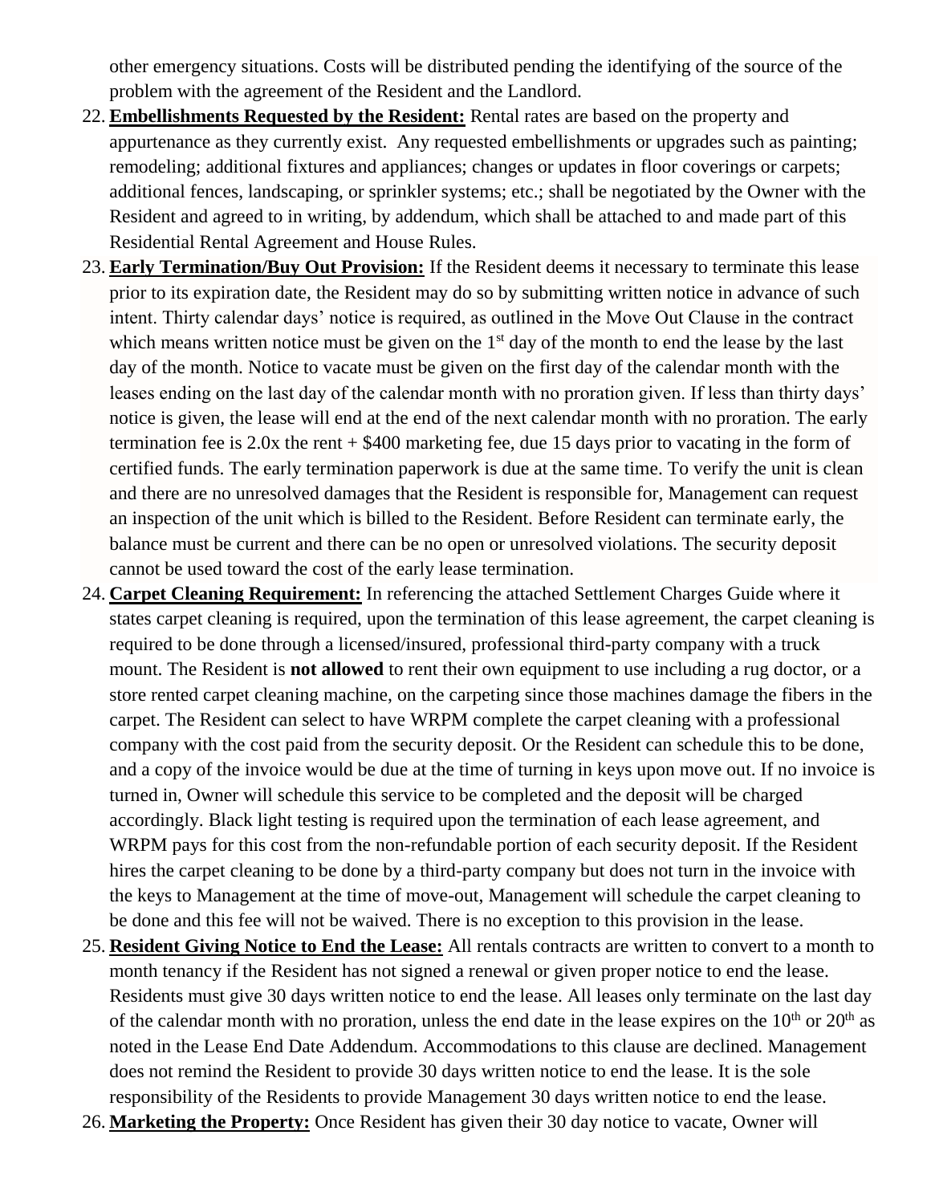other emergency situations. Costs will be distributed pending the identifying of the source of the problem with the agreement of the Resident and the Landlord.

22. **Embellishments Requested by the Resident:** Rental rates are based on the property and appurtenance as they currently exist. Any requested embellishments or upgrades such as painting; remodeling; additional fixtures and appliances; changes or updates in floor coverings or carpets; additional fences, landscaping, or sprinkler systems; etc.; shall be negotiated by the Owner with the Resident and agreed to in writing, by addendum, which shall be attached to and made part of this Residential Rental Agreement and House Rules.

23. **Early Termination/Buy Out Provision:** If the Resident deems it necessary to terminate this lease prior to its expiration date, the Resident may do so by submitting written notice in advance of such intent. Thirty calendar days' notice is required, as outlined in the Move Out Clause in the contract which means written notice must be given on the 1st day of the month to end the lease by the last day of the month. Notice to vacate must be given on the first day of the calendar month with the leases ending on the last day of the calendar month with no proration given. If less than thirty days' notice is given, the lease will end at the end of the next calendar month with no proration. The early termination fee is 2.0x the rent + $400 marketing fee, due 15 days prior to vacating in the form of certified funds. The early termination paperwork is due at the same time. To verify the unit is clean and there are no unresolved damages that the Resident is responsible for, Management can request an inspection of the unit which is billed to the Resident. Before Resident can terminate early, the balance must be current and there can be no open or unresolved violations. The security deposit cannot be used toward the cost of the early lease termination.

24. **Carpet Cleaning Requirement:** In referencing the attached Settlement Charges Guide where it states carpet cleaning is required, upon the termination of this lease agreement, the carpet cleaning is required to be done through a licensed/insured, professional third-party company with a truck mount. The Resident is **not allowed** to rent their own equipment to use including a rug doctor, or a store rented carpet cleaning machine, on the carpeting since those machines damage the fibers in the carpet. The Resident can select to have WRPM complete the carpet cleaning with a professional company with the cost paid from the security deposit. Or the Resident can schedule this to be done, and a copy of the invoice would be due at the time of turning in keys upon move out. If no invoice is turned in, Owner will schedule this service to be completed and the deposit will be charged accordingly. Black light testing is required upon the termination of each lease agreement, and WRPM pays for this cost from the non-refundable portion of each security deposit. If the Resident hires the carpet cleaning to be done by a third-party company but does not turn in the invoice with the keys to Management at the time of move-out, Management will schedule the carpet cleaning to be done and this fee will not be waived. There is no exception to this provision in the lease.

25. **Resident Giving Notice to End the Lease:** All rentals contracts are written to convert to a month to month tenancy if the Resident has not signed a renewal or given proper notice to end the lease. Residents must give 30 days written notice to end the lease. All leases only terminate on the last day of the calendar month with no proration, unless the end date in the lease expires on the 10th or 20th as noted in the Lease End Date Addendum. Accommodations to this clause are declined. Management does not remind the Resident to provide 30 days written notice to end the lease. It is the sole responsibility of the Residents to provide Management 30 days written notice to end the lease.

26. **Marketing the Property:** Once Resident has given their 30 day notice to vacate, Owner will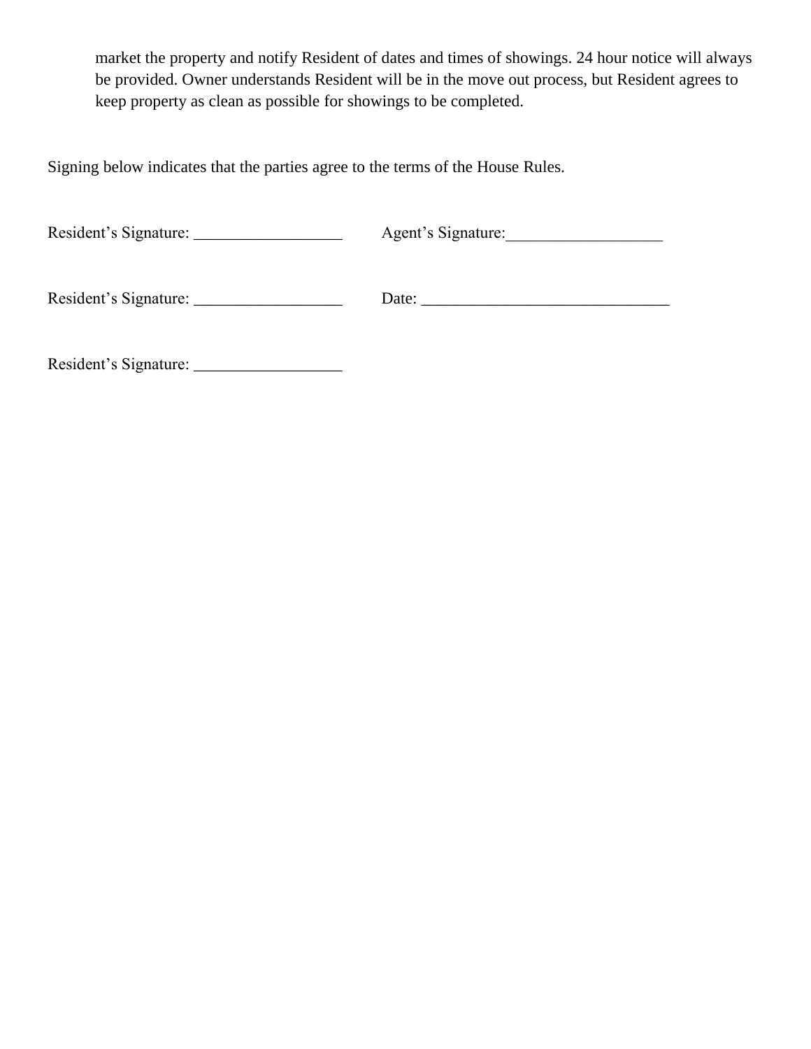market the property and notify Resident of dates and times of showings. 24 hour notice will always be provided. Owner understands Resident will be in the move out process, but Resident agrees to keep property as clean as possible for showings to be completed.

Signing below indicates that the parties agree to the terms of the House Rules.

Resident's Signature: __________________ Agent's Signature:___________________

Resident's Signature: __________________ Date: ______________________________

Resident's Signature: __________________